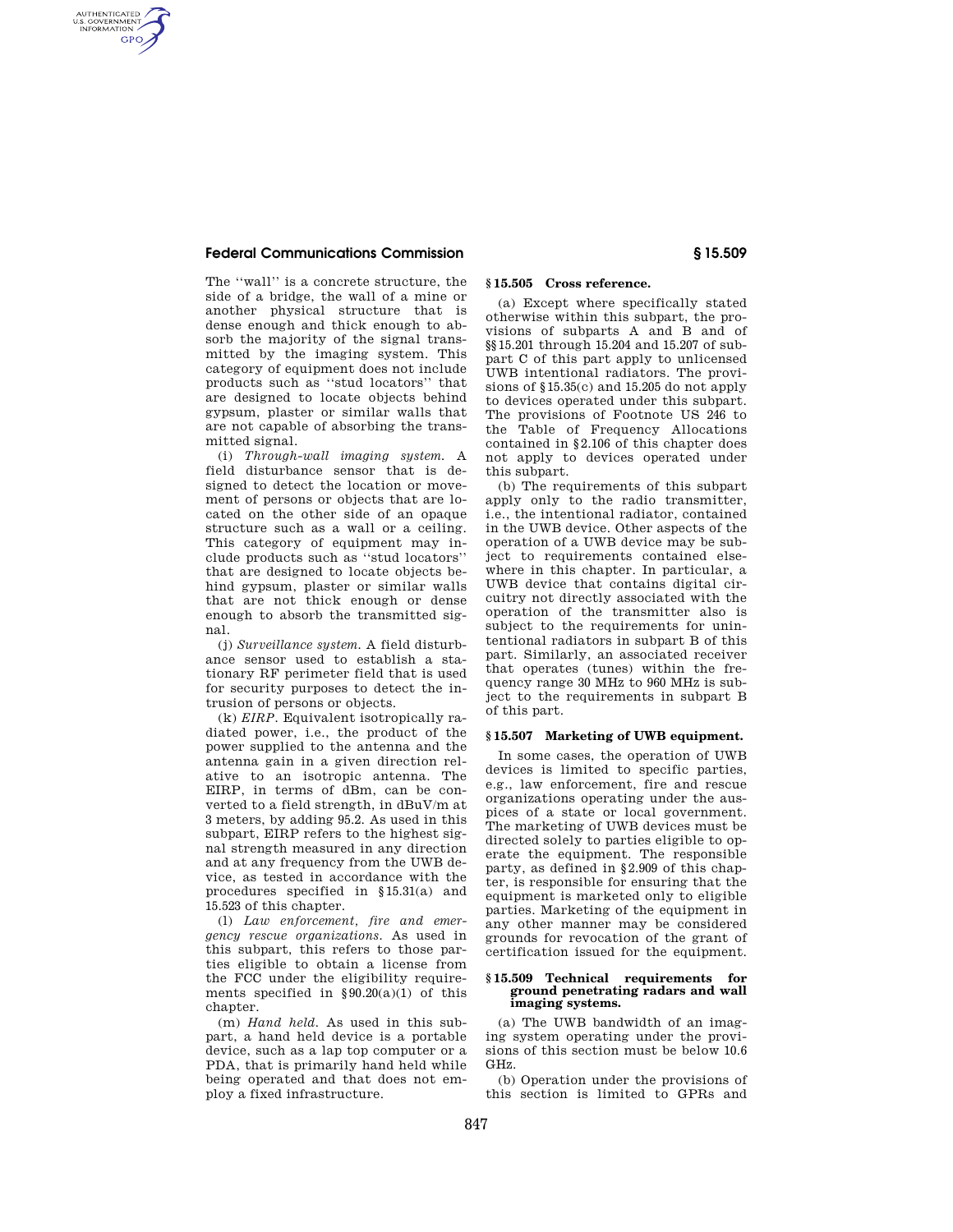The "wall" is a concrete structure, the side of a bridge, the wall of a mine or another physical structure that is dense enough and thick enough to absorb the majority of the signal transmitted by the imaging system. This category of equipment does not include products such as "stud locators" that are designed to locate objects behind gypsum, plaster or similar walls that are not capable of absorbing the transmitted signal.

(i) *Through-wall imaging system.* A field disturbance sensor that is designed to detect the location or movement of persons or objects that are located on the other side of an opaque structure such as a wall or a ceiling. This category of equipment may include products such as "stud locators" that are designed to locate objects behind gypsum, plaster or similar walls that are not thick enough or dense enough to absorb the transmitted signal.

(j) *Surveillance system.* A field disturbance sensor used to establish a stationary RF perimeter field that is used for security purposes to detect the intrusion of persons or objects.

(k) *EIRP.* Equivalent isotropically radiated power, i.e., the product of the power supplied to the antenna and the antenna gain in a given direction relative to an isotropic antenna. The EIRP, in terms of dBm, can be converted to a field strength, in dBuV/m at 3 meters, by adding 95.2. As used in this subpart, EIRP refers to the highest signal strength measured in any direction and at any frequency from the UWB device, as tested in accordance with the procedures specified in §15.31(a) and 15.523 of this chapter.

(l) *Law enforcement, fire and emergency rescue organizations.* As used in this subpart, this refers to those parties eligible to obtain a license from the FCC under the eligibility requirements specified in §90.20(a)(1) of this chapter.

(m) *Hand held.* As used in this subpart, a hand held device is a portable device, such as a lap top computer or a PDA, that is primarily hand held while being operated and that does not employ a fixed infrastructure.

### §15.505 Cross reference.

(a) Except where specifically stated otherwise within this subpart, the provisions of subparts A and B and of §§15.201 through 15.204 and 15.207 of subpart C of this part apply to unlicensed UWB intentional radiators. The provisions of §15.35(c) and 15.205 do not apply to devices operated under this subpart. The provisions of Footnote US 246 to the Table of Frequency Allocations contained in §2.106 of this chapter does not apply to devices operated under this subpart.

(b) The requirements of this subpart apply only to the radio transmitter, i.e., the intentional radiator, contained in the UWB device. Other aspects of the operation of a UWB device may be subject to requirements contained elsewhere in this chapter. In particular, a UWB device that contains digital circuitry not directly associated with the operation of the transmitter also is subject to the requirements for unintentional radiators in subpart B of this part. Similarly, an associated receiver that operates (tunes) within the frequency range 30 MHz to 960 MHz is subject to the requirements in subpart B of this part.

### §15.507 Marketing of UWB equipment.

In some cases, the operation of UWB devices is limited to specific parties, e.g., law enforcement, fire and rescue organizations operating under the auspices of a state or local government. The marketing of UWB devices must be directed solely to parties eligible to operate the equipment. The responsible party, as defined in §2.909 of this chapter, is responsible for ensuring that the equipment is marketed only to eligible parties. Marketing of the equipment in any other manner may be considered grounds for revocation of the grant of certification issued for the equipment.

### §15.509 Technical requirements for ground penetrating radars and wall imaging systems.

(a) The UWB bandwidth of an imaging system operating under the provisions of this section must be below 10.6 GHz.

(b) Operation under the provisions of this section is limited to GPRs and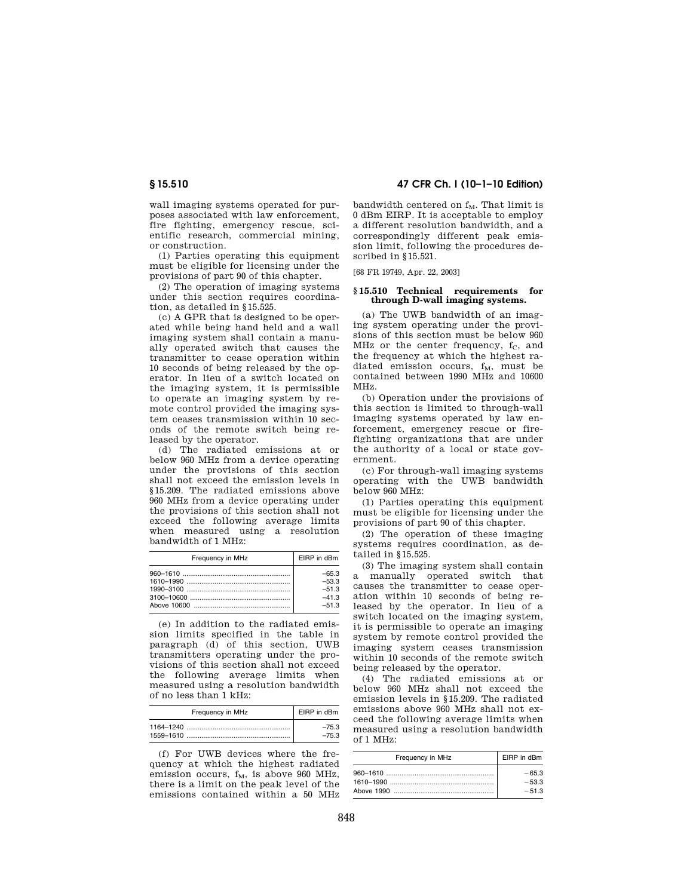wall imaging systems operated for purposes associated with law enforcement, fire fighting, emergency rescue, scientific research, commercial mining, or construction.

(1) Parties operating this equipment must be eligible for licensing under the provisions of part 90 of this chapter.

(2) The operation of imaging systems under this section requires coordination, as detailed in §15.525.

(c) A GPR that is designed to be operated while being hand held and a wall imaging system shall contain a manually operated switch that causes the transmitter to cease operation within 10 seconds of being released by the operator. In lieu of a switch located on the imaging system, it is permissible to operate an imaging system by remote control provided the imaging system ceases transmission within 10 seconds of the remote switch being released by the operator.

(d) The radiated emissions at or below 960 MHz from a device operating under the provisions of this section shall not exceed the emission levels in §15.209. The radiated emissions above 960 MHz from a device operating under the provisions of this section shall not exceed the following average limits when measured using a resolution bandwidth of 1 MHz:

| Frequency in MHz | EIRP in dBm |
|---|---|
| 960–1610 | −65.3 |
| 1610–1990 | −53.3 |
| 1990–3100 | −51.3 |
| 3100–10600 | −41.3 |
| Above 10600 | −51.3 |

(e) In addition to the radiated emission limits specified in the table in paragraph (d) of this section, UWB transmitters operating under the provisions of this section shall not exceed the following average limits when measured using a resolution bandwidth of no less than 1 kHz:

| Frequency in MHz | EIRP in dBm |
|---|---|
| 1164–1240 | −75.3 |
| 1559–1610 | −75.3 |

(f) For UWB devices where the frequency at which the highest radiated emission occurs, $f_M$, is above 960 MHz, there is a limit on the peak level of the emissions contained within a 50 MHz bandwidth centered on $f_M$. That limit is 0 dBm EIRP. It is acceptable to employ a different resolution bandwidth, and a correspondingly different peak emission limit, following the procedures described in §15.521.

[68 FR 19749, Apr. 22, 2003]

### §15.510 Technical requirements for through D-wall imaging systems.

(a) The UWB bandwidth of an imaging system operating under the provisions of this section must be below 960 MHz or the center frequency, $f_C$, and the frequency at which the highest radiated emission occurs, $f_M$, must be contained between 1990 MHz and 10600 MHz.

(b) Operation under the provisions of this section is limited to through-wall imaging systems operated by law enforcement, emergency rescue or firefighting organizations that are under the authority of a local or state government.

(c) For through-wall imaging systems operating with the UWB bandwidth below 960 MHz:

(1) Parties operating this equipment must be eligible for licensing under the provisions of part 90 of this chapter.

(2) The operation of these imaging systems requires coordination, as detailed in §15.525.

(3) The imaging system shall contain a manually operated switch that causes the transmitter to cease operation within 10 seconds of being released by the operator. In lieu of a switch located on the imaging system, it is permissible to operate an imaging system by remote control provided the imaging system ceases transmission within 10 seconds of the remote switch being released by the operator.

(4) The radiated emissions at or below 960 MHz shall not exceed the emission levels in §15.209. The radiated emissions above 960 MHz shall not exceed the following average limits when measured using a resolution bandwidth of 1 MHz:

| Frequency in MHz | EIRP in dBm |
|---|---|
| 960–1610 | −65.3 |
| 1610–1990 | −53.3 |
| Above 1990 | −51.3 |